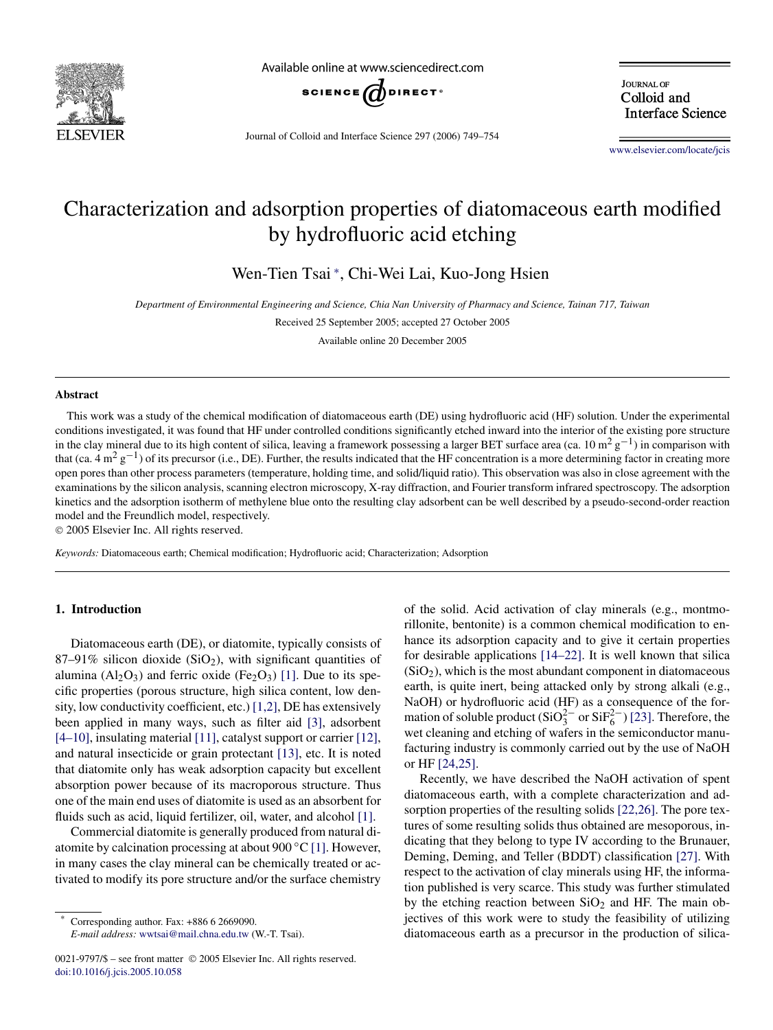# Characterization and adsorption properties of diatomaceous earth modified by hydrofluoric acid etching

Wen-Tien Tsai *, Chi-Wei Lai, Kuo-Jong Hsien

*Department of Environmental Engineering and Science, Chia Nan University of Pharmacy and Science, Tainan 717, Taiwan*

Received 25 September 2005; accepted 27 October 2005

Available online 20 December 2005

## Abstract

This work was a study of the chemical modification of diatomaceous earth (DE) using hydrofluoric acid (HF) solution. Under the experimental conditions investigated, it was found that HF under controlled conditions significantly etched inward into the interior of the existing pore structure in the clay mineral due to its high content of silica, leaving a framework possessing a larger BET surface area (ca. 10 $m^2 g^{-1}$) in comparison with that (ca. 4 $m^2 g^{-1}$) of its precursor (i.e., DE). Further, the results indicated that the HF concentration is a more determining factor in creating more open pores than other process parameters (temperature, holding time, and solid/liquid ratio). This observation was also in close agreement with the examinations by the silicon analysis, scanning electron microscopy, X-ray diffraction, and Fourier transform infrared spectroscopy. The adsorption kinetics and the adsorption isotherm of methylene blue onto the resulting clay adsorbent can be well described by a pseudo-second-order reaction model and the Freundlich model, respectively.

© 2005 Elsevier Inc. All rights reserved.

*Keywords:* Diatomaceous earth; Chemical modification; Hydrofluoric acid; Characterization; Adsorption

## 1. Introduction

Diatomaceous earth (DE), or diatomite, typically consists of 87–91% silicon dioxide ($SiO_2$), with significant quantities of alumina ($Al_2O_3$) and ferric oxide ($Fe_2O_3$) [1]. Due to its specific properties (porous structure, high silica content, low density, low conductivity coefficient, etc.) [1,2], DE has extensively been applied in many ways, such as filter aid [3], adsorbent [4–10], insulating material [11], catalyst support or carrier [12], and natural insecticide or grain protectant [13], etc. It is noted that diatomite only has weak adsorption capacity but excellent absorption power because of its macroporous structure. Thus one of the main end uses of diatomite is used as an absorbent for fluids such as acid, liquid fertilizer, oil, water, and alcohol [1].

Commercial diatomite is generally produced from natural diatomite by calcination processing at about 900 °C [1]. However, in many cases the clay mineral can be chemically treated or activated to modify its pore structure and/or the surface chemistry of the solid. Acid activation of clay minerals (e.g., montmorillonite, bentonite) is a common chemical modification to enhance its adsorption capacity and to give it certain properties for desirable applications [14–22]. It is well known that silica ($SiO_2$), which is the most abundant component in diatomaceous earth, is quite inert, being attacked only by strong alkali (e.g., NaOH) or hydrofluoric acid (HF) as a consequence of the formation of soluble product ($SiO_3^{2-}$ or $SiF_6^{2-}$) [23]. Therefore, the wet cleaning and etching of wafers in the semiconductor manufacturing industry is commonly carried out by the use of NaOH or HF [24,25].

Recently, we have described the NaOH activation of spent diatomaceous earth, with a complete characterization and adsorption properties of the resulting solids [22,26]. The pore textures of some resulting solids thus obtained are mesoporous, indicating that they belong to type IV according to the Brunauer, Deming, Deming, and Teller (BDDT) classification [27]. With respect to the activation of clay minerals using HF, the information published is very scarce. This study was further stimulated by the etching reaction between $SiO_2$ and HF. The main objectives of this work were to study the feasibility of utilizing diatomaceous earth as a precursor in the production of silica-

* Corresponding author. Fax: +886 6 2669090.
*E-mail address:* wwtsai@mail.chna.edu.tw (W.-T. Tsai).

0021-9797/$ – see front matter © 2005 Elsevier Inc. All rights reserved.
doi:10.1016/j.jcis.2005.10.058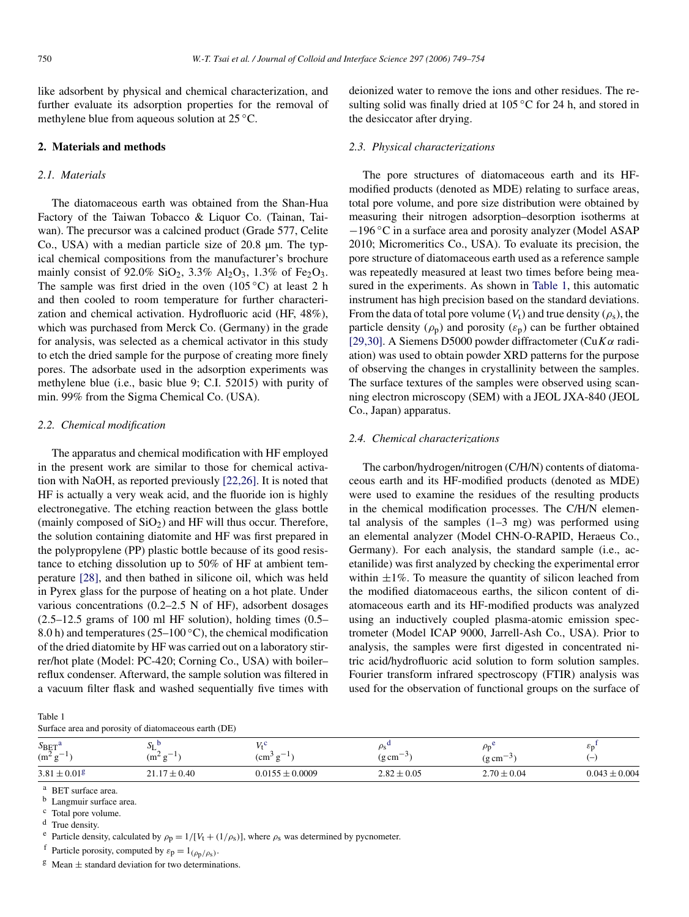like adsorbent by physical and chemical characterization, and further evaluate its adsorption properties for the removal of methylene blue from aqueous solution at 25 °C.

## 2. Materials and methods

### 2.1. Materials

The diatomaceous earth was obtained from the Shan-Hua Factory of the Taiwan Tobacco & Liquor Co. (Tainan, Taiwan). The precursor was a calcined product (Grade 577, Celite Co., USA) with a median particle size of 20.8 µm. The typical chemical compositions from the manufacturer's brochure mainly consist of 92.0% $SiO_2$, 3.3% $Al_2O_3$, 1.3% of $Fe_2O_3$. The sample was first dried in the oven (105 °C) at least 2 h and then cooled to room temperature for further characterization and chemical activation. Hydrofluoric acid (HF, 48%), which was purchased from Merck Co. (Germany) in the grade for analysis, was selected as a chemical activator in this study to etch the dried sample for the purpose of creating more finely pores. The adsorbate used in the adsorption experiments was methylene blue (i.e., basic blue 9; C.I. 52015) with purity of min. 99% from the Sigma Chemical Co. (USA).

### 2.2. Chemical modification

The apparatus and chemical modification with HF employed in the present work are similar to those for chemical activation with NaOH, as reported previously [22,26]. It is noted that HF is actually a very weak acid, and the fluoride ion is highly electronegative. The etching reaction between the glass bottle (mainly composed of $SiO_2$) and HF will thus occur. Therefore, the solution containing diatomite and HF was first prepared in the polypropylene (PP) plastic bottle because of its good resistance to etching dissolution up to 50% of HF at ambient temperature [28], and then bathed in silicone oil, which was held in Pyrex glass for the purpose of heating on a hot plate. Under various concentrations (0.2–2.5 N of HF), adsorbent dosages (2.5–12.5 grams of 100 ml HF solution), holding times (0.5–8.0 h) and temperatures (25–100 °C), the chemical modification of the dried diatomite by HF was carried out on a laboratory stirrer/hot plate (Model: PC-420; Corning Co., USA) with boiler–reflux condenser. Afterward, the sample solution was filtered in a vacuum filter flask and washed sequentially five times with deionized water to remove the ions and other residues. The resulting solid was finally dried at 105 °C for 24 h, and stored in the desiccator after drying.

### 2.3. Physical characterizations

The pore structures of diatomaceous earth and its HF-modified products (denoted as MDE) relating to surface areas, total pore volume, and pore size distribution were obtained by measuring their nitrogen adsorption–desorption isotherms at −196 °C in a surface area and porosity analyzer (Model ASAP 2010; Micromeritics Co., USA). To evaluate its precision, the pore structure of diatomaceous earth used as a reference sample was repeatedly measured at least two times before being measured in the experiments. As shown in Table 1, this automatic instrument has high precision based on the standard deviations. From the data of total pore volume ($V_t$) and true density ($\rho_s$), the particle density ($\rho_p$) and porosity ($\varepsilon_p$) can be further obtained [29,30]. A Siemens D5000 powder diffractometer (Cu$K\alpha$ radiation) was used to obtain powder XRD patterns for the purpose of observing the changes in crystallinity between the samples. The surface textures of the samples were observed using scanning electron microscopy (SEM) with a JEOL JXA-840 (JEOL Co., Japan) apparatus.

### 2.4. Chemical characterizations

The carbon/hydrogen/nitrogen (C/H/N) contents of diatomaceous earth and its HF-modified products (denoted as MDE) were used to examine the residues of the resulting products in the chemical modification processes. The C/H/N elemental analysis of the samples (1–3 mg) was performed using an elemental analyzer (Model CHN-O-RAPID, Heraeus Co., Germany). For each analysis, the standard sample (i.e., acetanilide) was first analyzed by checking the experimental error within ±1%. To measure the quantity of silicon leached from the modified diatomaceous earths, the silicon content of diatomaceous earth and its HF-modified products was analyzed using an inductively coupled plasma-atomic emission spectrometer (Model ICAP 9000, Jarrell-Ash Co., USA). Prior to analysis, the samples were first digested in concentrated nitric acid/hydrofluoric acid solution to form solution samples. Fourier transform infrared spectroscopy (FTIR) analysis was used for the observation of functional groups on the surface of

Table 1
Surface area and porosity of diatomaceous earth (DE)

| $S_{BET}$ [a] ($m^2\,g^{-1}$) | $S_L$ [b] ($m^2\,g^{-1}$) | $V_t$ [c] ($cm^3\,g^{-1}$) | $\rho_s$ [d] ($g\,cm^{-3}$) | $\rho_p$ [e] ($g\,cm^{-3}$) | $\varepsilon_p$ [f] (–) |
|---|---|---|---|---|---|
| $3.81 \pm 0.01$ [g] | $21.17 \pm 0.40$ | $0.0155 \pm 0.0009$ | $2.82 \pm 0.05$ | $2.70 \pm 0.04$ | $0.043 \pm 0.004$ |

[a] BET surface area.
[b] Langmuir surface area.
[c] Total pore volume.
[d] True density.
[e] Particle density, calculated by $\rho_p = 1/[V_t + (1/\rho_s)]$, where $\rho_s$ was determined by pycnometer.
[f] Particle porosity, computed by $\varepsilon_p = 1_{(\rho_p/\rho_s)}$.
[g] Mean ± standard deviation for two determinations.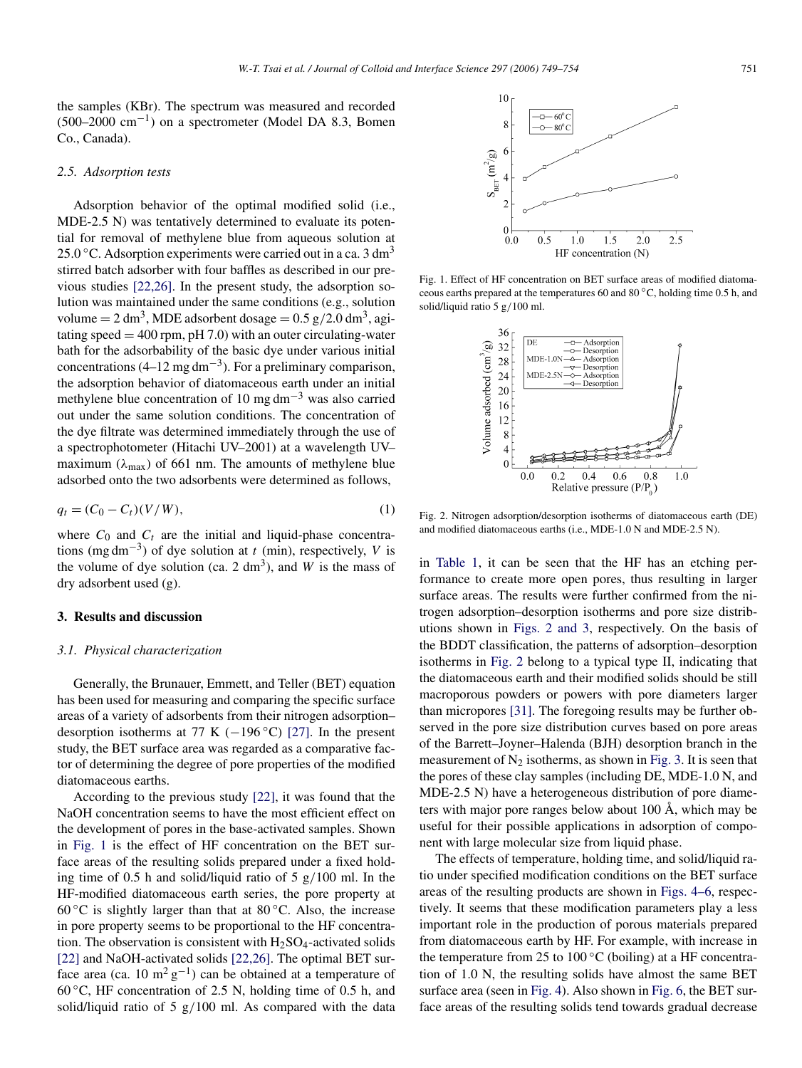the samples (KBr). The spectrum was measured and recorded (500–2000 $cm^{-1}$) on a spectrometer (Model DA 8.3, Bomen Co., Canada).

### 2.5. Adsorption tests

Adsorption behavior of the optimal modified solid (i.e., MDE-2.5 N) was tentatively determined to evaluate its potential for removal of methylene blue from aqueous solution at 25.0 °C. Adsorption experiments were carried out in a ca. 3 $dm^3$ stirred batch adsorber with four baffles as described in our previous studies [22,26]. In the present study, the adsorption solution was maintained under the same conditions (e.g., solution volume = 2 $dm^3$, MDE adsorbent dosage = 0.5 g/2.0 $dm^3$, agitating speed = 400 rpm, pH 7.0) with an outer circulating-water bath for the adsorbability of the basic dye under various initial concentrations (4–12 mg $dm^{-3}$). For a preliminary comparison, the adsorption behavior of diatomaceous earth under an initial methylene blue concentration of 10 mg $dm^{-3}$ was also carried out under the same solution conditions. The concentration of the dye filtrate was determined immediately through the use of a spectrophotometer (Hitachi UV–2001) at a wavelength UV–maximum ($\lambda_{max}$) of 661 nm. The amounts of methylene blue adsorbed onto the two adsorbents were determined as follows,

$$q_t = (C_0 - C_t)(V/W), \quad (1)$$

where $C_0$ and $C_t$ are the initial and liquid-phase concentrations (mg $dm^{-3}$) of dye solution at $t$ (min), respectively, $V$ is the volume of dye solution (ca. 2 $dm^3$), and $W$ is the mass of dry adsorbent used (g).

## 3. Results and discussion

### 3.1. Physical characterization

Generally, the Brunauer, Emmett, and Teller (BET) equation has been used for measuring and comparing the specific surface areas of a variety of adsorbents from their nitrogen adsorption–desorption isotherms at 77 K (−196 °C) [27]. In the present study, the BET surface area was regarded as a comparative factor of determining the degree of pore properties of the modified diatomaceous earths.

According to the previous study [22], it was found that the NaOH concentration seems to have the most efficient effect on the development of pores in the base-activated samples. Shown in Fig. 1 is the effect of HF concentration on the BET surface areas of the resulting solids prepared under a fixed holding time of 0.5 h and solid/liquid ratio of 5 g/100 ml. In the HF-modified diatomaceous earth series, the pore property at 60 °C is slightly larger than that at 80 °C. Also, the increase in pore property seems to be proportional to the HF concentration. The observation is consistent with $H_2SO_4$-activated solids [22] and NaOH-activated solids [22,26]. The optimal BET surface area (ca. 10 $m^2\,g^{-1}$) can be obtained at a temperature of 60 °C, HF concentration of 2.5 N, holding time of 0.5 h, and solid/liquid ratio of 5 g/100 ml. As compared with the data in Table 1, it can be seen that the HF has an etching performance to create more open pores, thus resulting in larger surface areas. The results were further confirmed from the nitrogen adsorption–desorption isotherms and pore size distributions shown in Figs. 2 and 3, respectively. On the basis of the BDDT classification, the patterns of adsorption–desorption isotherms in Fig. 2 belong to a typical type II, indicating that the diatomaceous earth and their modified solids should be still macroporous powders or powers with pore diameters larger than micropores [31]. The foregoing results may be further observed in the pore size distribution curves based on pore areas of the Barrett–Joyner–Halenda (BJH) desorption branch in the measurement of $N_2$ isotherms, as shown in Fig. 3. It is seen that the pores of these clay samples (including DE, MDE-1.0 N, and MDE-2.5 N) have a heterogeneous distribution of pore diameters with major pore ranges below about 100 Å, which may be useful for their possible applications in adsorption of component with large molecular size from liquid phase.

Fig. 1. Effect of HF concentration on BET surface areas of modified diatomaceous earths prepared at the temperatures 60 and 80 °C, holding time 0.5 h, and solid/liquid ratio 5 g/100 ml.

Fig. 2. Nitrogen adsorption/desorption isotherms of diatomaceous earth (DE) and modified diatomaceous earths (i.e., MDE-1.0 N and MDE-2.5 N).

The effects of temperature, holding time, and solid/liquid ratio under specified modification conditions on the BET surface areas of the resulting products are shown in Figs. 4–6, respectively. It seems that these modification parameters play a less important role in the production of porous materials prepared from diatomaceous earth by HF. For example, with increase in the temperature from 25 to 100 °C (boiling) at a HF concentration of 1.0 N, the resulting solids have almost the same BET surface area (seen in Fig. 4). Also shown in Fig. 6, the BET surface areas of the resulting solids tend towards gradual decrease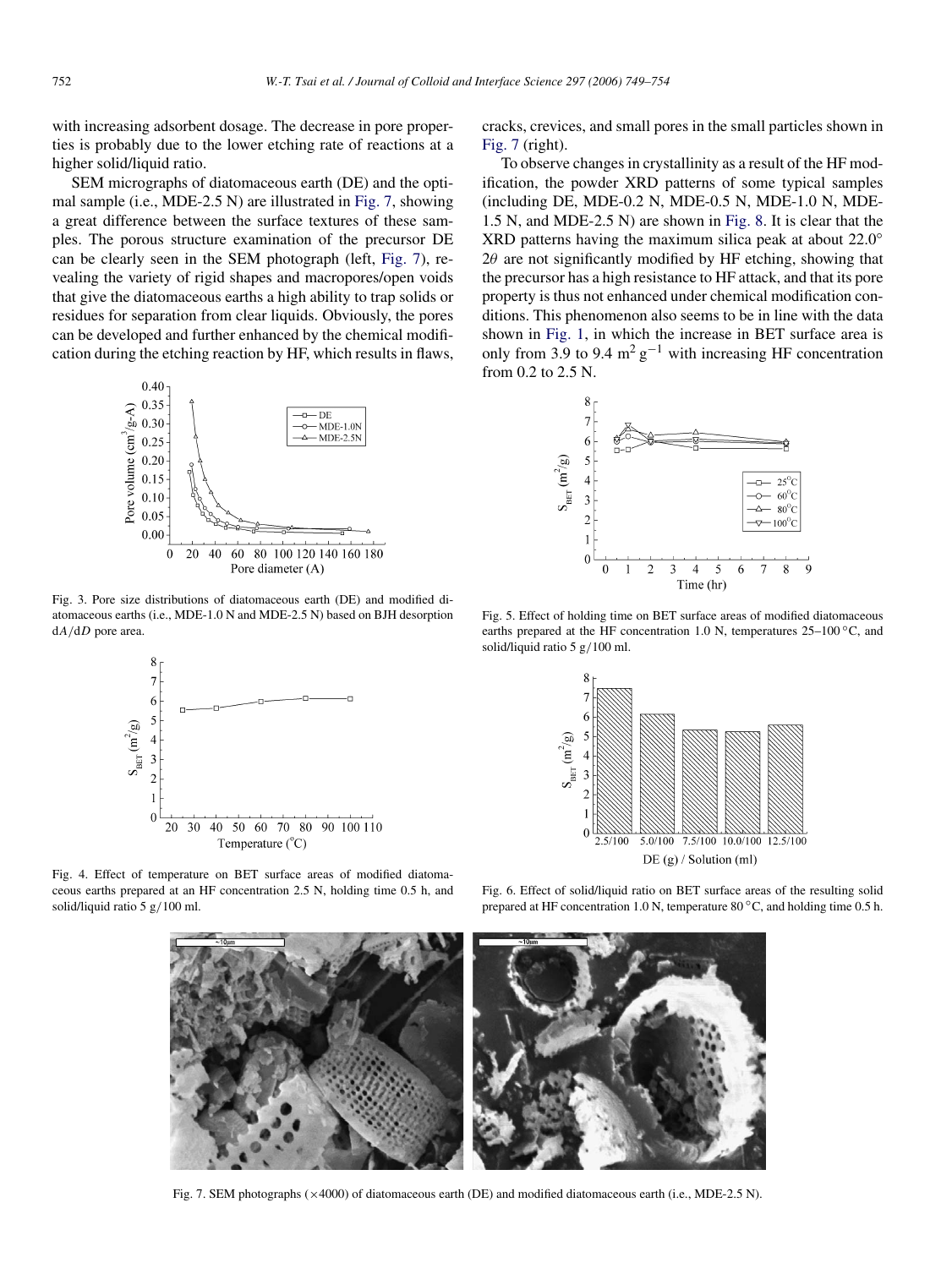with increasing adsorbent dosage. The decrease in pore properties is probably due to the lower etching rate of reactions at a higher solid/liquid ratio.

SEM micrographs of diatomaceous earth (DE) and the optimal sample (i.e., MDE-2.5 N) are illustrated in Fig. 7, showing a great difference between the surface textures of these samples. The porous structure examination of the precursor DE can be clearly seen in the SEM photograph (left, Fig. 7), revealing the variety of rigid shapes and macropores/open voids that give the diatomaceous earths a high ability to trap solids or residues for separation from clear liquids. Obviously, the pores can be developed and further enhanced by the chemical modification during the etching reaction by HF, which results in flaws, cracks, crevices, and small pores in the small particles shown in Fig. 7 (right).

To observe changes in crystallinity as a result of the HF modification, the powder XRD patterns of some typical samples (including DE, MDE-0.2 N, MDE-0.5 N, MDE-1.0 N, MDE-1.5 N, and MDE-2.5 N) are shown in Fig. 8. It is clear that the XRD patterns having the maximum silica peak at about 22.0° $2\theta$ are not significantly modified by HF etching, showing that the precursor has a high resistance to HF attack, and that its pore property is thus not enhanced under chemical modification conditions. This phenomenon also seems to be in line with the data shown in Fig. 1, in which the increase in BET surface area is only from 3.9 to 9.4 $m^2\,g^{-1}$ with increasing HF concentration from 0.2 to 2.5 N.

Fig. 3. Pore size distributions of diatomaceous earth (DE) and modified diatomaceous earths (i.e., MDE-1.0 N and MDE-2.5 N) based on BJH desorption $dA/dD$ pore area.

Fig. 4. Effect of temperature on BET surface areas of modified diatomaceous earths prepared at an HF concentration 2.5 N, holding time 0.5 h, and solid/liquid ratio 5 g/100 ml.

Fig. 5. Effect of holding time on BET surface areas of modified diatomaceous earths prepared at the HF concentration 1.0 N, temperatures 25–100 °C, and solid/liquid ratio 5 g/100 ml.

Fig. 6. Effect of solid/liquid ratio on BET surface areas of the resulting solid prepared at HF concentration 1.0 N, temperature 80 °C, and holding time 0.5 h.

Fig. 7. SEM photographs (×4000) of diatomaceous earth (DE) and modified diatomaceous earth (i.e., MDE-2.5 N).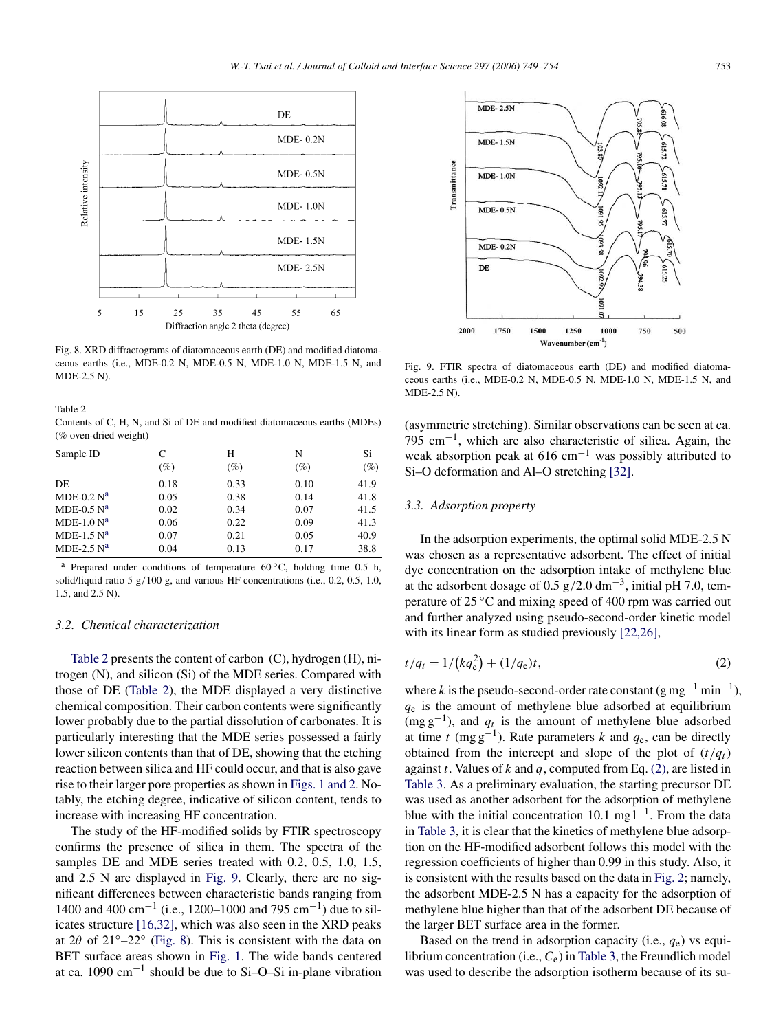Fig. 8. XRD diffractograms of diatomaceous earth (DE) and modified diatomaceous earths (i.e., MDE-0.2 N, MDE-0.5 N, MDE-1.0 N, MDE-1.5 N, and MDE-2.5 N).

Table 2
Contents of C, H, N, and Si of DE and modified diatomaceous earths (MDEs) (% oven-dried weight)

| Sample ID | C (%) | H (%) | N (%) | Si (%) |
|---|---|---|---|---|
| DE | 0.18 | 0.33 | 0.10 | 41.9 |
| MDE-0.2 N[a] | 0.05 | 0.38 | 0.14 | 41.8 |
| MDE-0.5 N[a] | 0.02 | 0.34 | 0.07 | 41.5 |
| MDE-1.0 N[a] | 0.06 | 0.22 | 0.09 | 41.3 |
| MDE-1.5 N[a] | 0.07 | 0.21 | 0.05 | 40.9 |
| MDE-2.5 N[a] | 0.04 | 0.13 | 0.17 | 38.8 |

[a] Prepared under conditions of temperature 60 °C, holding time 0.5 h, solid/liquid ratio 5 g/100 g, and various HF concentrations (i.e., 0.2, 0.5, 1.0, 1.5, and 2.5 N).

### 3.2. Chemical characterization

Table 2 presents the content of carbon (C), hydrogen (H), nitrogen (N), and silicon (Si) of the MDE series. Compared with those of DE (Table 2), the MDE displayed a very distinctive chemical composition. Their carbon contents were significantly lower probably due to the partial dissolution of carbonates. It is particularly interesting that the MDE series possessed a fairly lower silicon contents than that of DE, showing that the etching reaction between silica and HF could occur, and that is also gave rise to their larger pore properties as shown in Figs. 1 and 2. Notably, the etching degree, indicative of silicon content, tends to increase with increasing HF concentration.

The study of the HF-modified solids by FTIR spectroscopy confirms the presence of silica in them. The spectra of the samples DE and MDE series treated with 0.2, 0.5, 1.0, 1.5, and 2.5 N are displayed in Fig. 9. Clearly, there are no significant differences between characteristic bands ranging from 1400 and 400 $cm^{-1}$ (i.e., 1200–1000 and 795 $cm^{-1}$) due to silicates structure [16,32], which was also seen in the XRD peaks at $2\theta$ of 21°–22° (Fig. 8). This is consistent with the data on BET surface areas shown in Fig. 1. The wide bands centered at ca. 1090 $cm^{-1}$ should be due to Si–O–Si in-plane vibration (asymmetric stretching). Similar observations can be seen at ca. 795 $cm^{-1}$, which are also characteristic of silica. Again, the weak absorption peak at 616 $cm^{-1}$ was possibly attributed to Si–O deformation and Al–O stretching [32].

Fig. 9. FTIR spectra of diatomaceous earth (DE) and modified diatomaceous earths (i.e., MDE-0.2 N, MDE-0.5 N, MDE-1.0 N, MDE-1.5 N, and MDE-2.5 N).

### 3.3. Adsorption property

In the adsorption experiments, the optimal solid MDE-2.5 N was chosen as a representative adsorbent. The effect of initial dye concentration on the adsorption intake of methylene blue at the adsorbent dosage of 0.5 g/2.0 $dm^{-3}$, initial pH 7.0, temperature of 25 °C and mixing speed of 400 rpm was carried out and further analyzed using pseudo-second-order kinetic model with its linear form as studied previously [22,26],

$$t/q_t = 1/\left(kq_e^2\right) + (1/q_e)t, \tag{2}$$

where $k$ is the pseudo-second-order rate constant ($g\,mg^{-1}\,min^{-1}$), $q_e$ is the amount of methylene blue adsorbed at equilibrium ($mg\,g^{-1}$), and $q_t$ is the amount of methylene blue adsorbed at time $t$ ($mg\,g^{-1}$). Rate parameters $k$ and $q_e$, can be directly obtained from the intercept and slope of the plot of $(t/q_t)$ against $t$. Values of $k$ and $q$, computed from Eq. (2), are listed in Table 3. As a preliminary evaluation, the starting precursor DE was used as another adsorbent for the adsorption of methylene blue with the initial concentration 10.1 $mg\,l^{-1}$. From the data in Table 3, it is clear that the kinetics of methylene blue adsorption on the HF-modified adsorbent follows this model with the regression coefficients of higher than 0.99 in this study. Also, it is consistent with the results based on the data in Fig. 2; namely, the adsorbent MDE-2.5 N has a capacity for the adsorption of methylene blue higher than that of the adsorbent DE because of the larger BET surface area in the former.

Based on the trend in adsorption capacity (i.e., $q_e$) vs equilibrium concentration (i.e., $C_e$) in Table 3, the Freundlich model was used to describe the adsorption isotherm because of its su-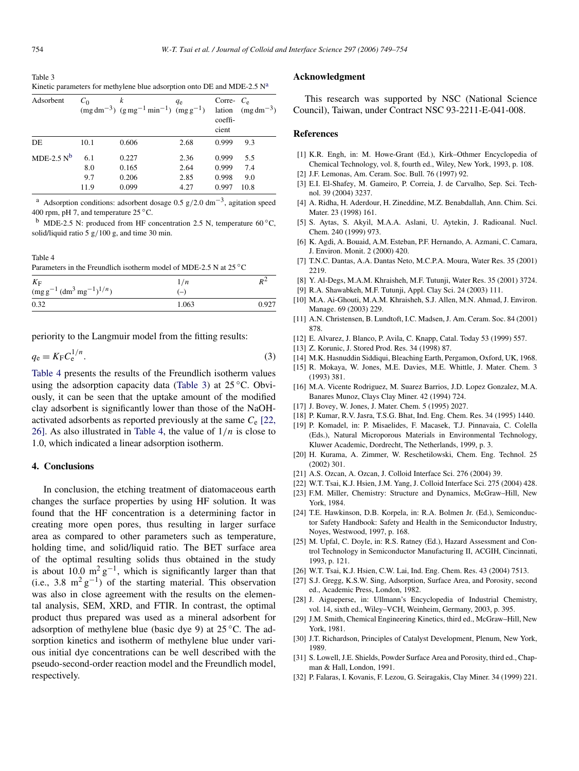Table 3
Kinetic parameters for methylene blue adsorption onto DE and MDE-2.5 N[a]

| Adsorbent | $C_0$ ($mg\,dm^{-3}$) | $k$ ($g\,mg^{-1}\,min^{-1}$) | $q_e$ ($mg\,g^{-1}$) | Correlation coefficient | $C_e$ ($mg\,dm^{-3}$) |
|---|---|---|---|---|---|
| DE | 10.1 | 0.606 | 2.68 | 0.999 | 9.3 |
| MDE-2.5 N[b] | 6.1 | 0.227 | 2.36 | 0.999 | 5.5 |
| | 8.0 | 0.165 | 2.64 | 0.999 | 7.4 |
| | 9.7 | 0.206 | 2.85 | 0.998 | 9.0 |
| | 11.9 | 0.099 | 4.27 | 0.997 | 10.8 |

[a] Adsorption conditions: adsorbent dosage $0.5\ g/2.0\ dm^{-3}$, agitation speed 400 rpm, pH 7, and temperature 25 °C.

[b] MDE-2.5 N: produced from HF concentration 2.5 N, temperature 60 °C, solid/liquid ratio 5 g/100 g, and time 30 min.

Table 4
Parameters in the Freundlich isotherm model of MDE-2.5 N at 25 °C

| $K_F$ ($mg\,g^{-1}\,(dm^3\,mg^{-1})^{1/n}$) | $1/n$ (–) | $R^2$ |
|---|---|---|
| 0.32 | 1.063 | 0.927 |

periority to the Langmuir model from the fitting results:

$$q_e = K_F C_e^{1/n}. \tag{3}$$

Table 4 presents the results of the Freundlich isotherm values using the adsorption capacity data (Table 3) at 25 °C. Obviously, it can be seen that the uptake amount of the modified clay adsorbent is significantly lower than those of the NaOH-activated adsorbents as reported previously at the same $C_e$ [22, 26]. As also illustrated in Table 4, the value of $1/n$ is close to 1.0, which indicated a linear adsorption isotherm.

## 4. Conclusions

In conclusion, the etching treatment of diatomaceous earth changes the surface properties by using HF solution. It was found that the HF concentration is a determining factor in creating more open pores, thus resulting in larger surface area as compared to other parameters such as temperature, holding time, and solid/liquid ratio. The BET surface area of the optimal resulting solids thus obtained in the study is about 10.0 $m^2\,g^{-1}$, which is significantly larger than that (i.e., 3.8 $m^2\,g^{-1}$) of the starting material. This observation was also in close agreement with the results on the elemental analysis, SEM, XRD, and FTIR. In contrast, the optimal product thus prepared was used as a mineral adsorbent for adsorption of methylene blue (basic dye 9) at 25 °C. The adsorption kinetics and isotherm of methylene blue under various initial dye concentrations can be well described with the pseudo-second-order reaction model and the Freundlich model, respectively.

## Acknowledgment

This research was supported by NSC (National Science Council), Taiwan, under Contract NSC 93-2211-E-041-008.

## References

[1] K.R. Engh, in: M. Howe-Grant (Ed.), Kirk–Othmer Encyclopedia of Chemical Technology, vol. 8, fourth ed., Wiley, New York, 1993, p. 108.
[2] J.F. Lemonas, Am. Ceram. Soc. Bull. 76 (1997) 92.
[3] E.I. El-Shafey, M. Gameiro, P. Correia, J. de Carvalho, Sep. Sci. Technol. 39 (2004) 3237.
[4] A. Ridha, H. Aderdour, H. Zineddine, M.Z. Benabdallah, Ann. Chim. Sci. Mater. 23 (1998) 161.
[5] S. Aytas, S. Akyil, M.A.A. Aslani, U. Aytekin, J. Radioanal. Nucl. Chem. 240 (1999) 973.
[6] K. Agdi, A. Bouaid, A.M. Esteban, P.F. Hernando, A. Azmani, C. Camara, J. Environ. Monit. 2 (2000) 420.
[7] T.N.C. Dantas, A.A. Dantas Neto, M.C.P.A. Moura, Water Res. 35 (2001) 2219.
[8] Y. Al-Degs, M.A.M. Khraisheh, M.F. Tutunji, Water Res. 35 (2001) 3724.
[9] R.A. Shawabkeh, M.F. Tutunji, Appl. Clay Sci. 24 (2003) 111.
[10] M.A. Ai-Ghouti, M.A.M. Khraisheh, S.J. Allen, M.N. Ahmad, J. Environ. Manage. 69 (2003) 229.
[11] A.N. Christensen, B. Lundtoft, I.C. Madsen, J. Am. Ceram. Soc. 84 (2001) 878.
[12] E. Alvarez, J. Blanco, P. Avila, C. Knapp, Catal. Today 53 (1999) 557.
[13] Z. Korunic, J. Stored Prod. Res. 34 (1998) 87.
[14] M.K. Hasnuddin Siddiqui, Bleaching Earth, Pergamon, Oxford, UK, 1968.
[15] R. Mokaya, W. Jones, M.E. Davies, M.E. Whittle, J. Mater. Chem. 3 (1993) 381.
[16] M.A. Vicente Rodriguez, M. Suarez Barrios, J.D. Lopez Gonzalez, M.A. Banares Munoz, Clays Clay Miner. 42 (1994) 724.
[17] J. Bovey, W. Jones, J. Mater. Chem. 5 (1995) 2027.
[18] P. Kumar, R.V. Jasra, T.S.G. Bhat, Ind. Eng. Chem. Res. 34 (1995) 1440.
[19] P. Komadel, in: P. Misaelides, F. Macasek, T.J. Pinnavaia, C. Colella (Eds.), Natural Microporous Materials in Environmental Technology, Kluwer Academic, Dordrecht, The Netherlands, 1999, p. 3.
[20] H. Kurama, A. Zimmer, W. Reschetilowski, Chem. Eng. Technol. 25 (2002) 301.
[21] A.S. Ozcan, A. Ozcan, J. Colloid Interface Sci. 276 (2004) 39.
[22] W.T. Tsai, K.J. Hsien, J.M. Yang, J. Colloid Interface Sci. 275 (2004) 428.
[23] F.M. Miller, Chemistry: Structure and Dynamics, McGraw–Hill, New York, 1984.
[24] T.E. Hawkinson, D.B. Korpela, in: R.A. Bolmen Jr. (Ed.), Semiconductor Safety Handbook: Safety and Health in the Semiconductor Industry, Noyes, Westwood, 1997, p. 168.
[25] M. Upfal, C. Doyle, in: R.S. Ratney (Ed.), Hazard Assessment and Control Technology in Semiconductor Manufacturing II, ACGIH, Cincinnati, 1993, p. 121.
[26] W.T. Tsai, K.J. Hsien, C.W. Lai, Ind. Eng. Chem. Res. 43 (2004) 7513.
[27] S.J. Gregg, K.S.W. Sing, Adsorption, Surface Area, and Porosity, second ed., Academic Press, London, 1982.
[28] J. Aigueperse, in: Ullmann's Encyclopedia of Industrial Chemistry, vol. 14, sixth ed., Wiley–VCH, Weinheim, Germany, 2003, p. 395.
[29] J.M. Smith, Chemical Engineering Kinetics, third ed., McGraw–Hill, New York, 1981.
[30] J.T. Richardson, Principles of Catalyst Development, Plenum, New York, 1989.
[31] S. Lowell, J.E. Shields, Powder Surface Area and Porosity, third ed., Chapman & Hall, London, 1991.
[32] P. Falaras, I. Kovanis, F. Lezou, G. Seiragakis, Clay Miner. 34 (1999) 221.